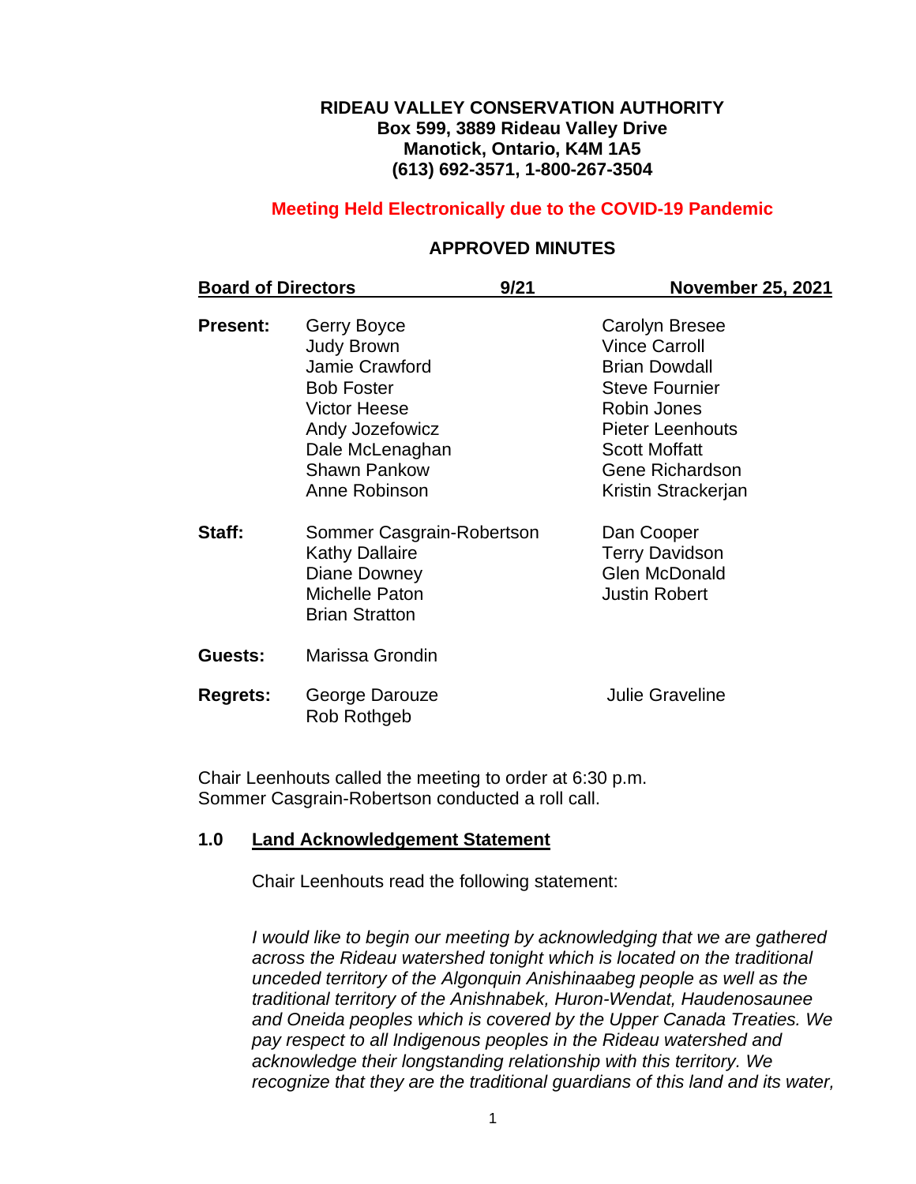**RIDEAU VALLEY CONSERVATION AUTHORITY**
**Box 599, 3889 Rideau Valley Drive**
**Manotick, Ontario, K4M 1A5**
**(613) 692-3571, 1-800-267-3504**

**Meeting Held Electronically due to the COVID-19 Pandemic**

## APPROVED MINUTES

| **Board of Directors** | **9/21** | **November 25, 2021** |
|---|---|---|

**Present:**

- Gerry Boyce
- Judy Brown
- Jamie Crawford
- Bob Foster
- Victor Heese
- Andy Jozefowicz
- Dale McLenaghan
- Shawn Pankow
- Anne Robinson
- Carolyn Bresee
- Vince Carroll
- Brian Dowdall
- Steve Fournier
- Robin Jones
- Pieter Leenhouts
- Scott Moffatt
- Gene Richardson
- Kristin Strackerjan

**Staff:**

- Sommer Casgrain-Robertson
- Kathy Dallaire
- Diane Downey
- Michelle Paton
- Brian Stratton
- Dan Cooper
- Terry Davidson
- Glen McDonald
- Justin Robert

**Guests:** Marissa Grondin

**Regrets:**

- George Darouze
- Rob Rothgeb
- Julie Graveline

Chair Leenhouts called the meeting to order at 6:30 p.m.
Sommer Casgrain-Robertson conducted a roll call.

### 1.0 Land Acknowledgement Statement

Chair Leenhouts read the following statement:

*I would like to begin our meeting by acknowledging that we are gathered across the Rideau watershed tonight which is located on the traditional unceded territory of the Algonquin Anishinaabeg people as well as the traditional territory of the Anishnabek, Huron-Wendat, Haudenosaunee and Oneida peoples which is covered by the Upper Canada Treaties. We pay respect to all Indigenous peoples in the Rideau watershed and acknowledge their longstanding relationship with this territory. We recognize that they are the traditional guardians of this land and its water,*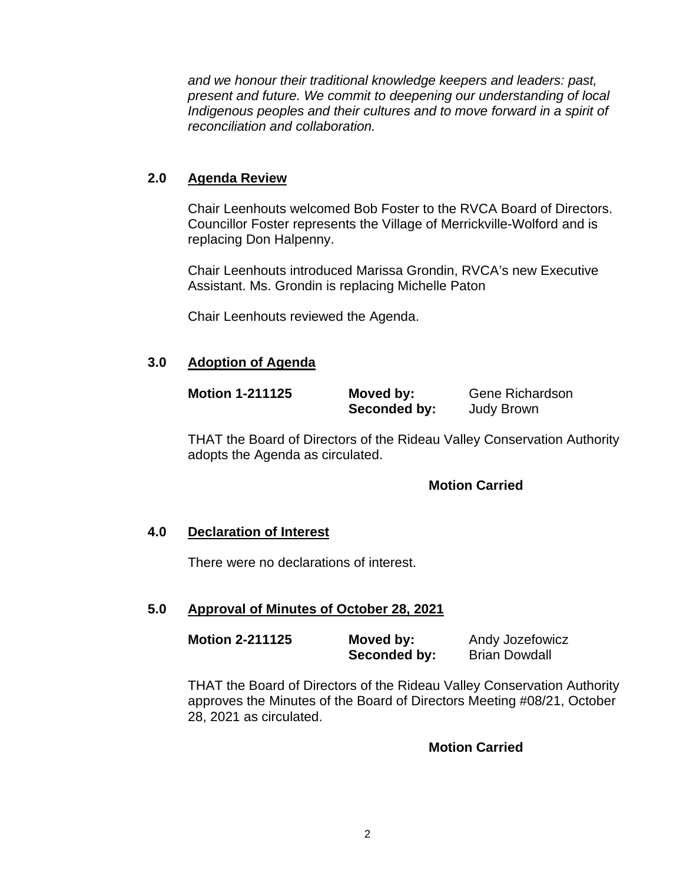*and we honour their traditional knowledge keepers and leaders: past, present and future. We commit to deepening our understanding of local Indigenous peoples and their cultures and to move forward in a spirit of reconciliation and collaboration.*

## 2.0 Agenda Review

Chair Leenhouts welcomed Bob Foster to the RVCA Board of Directors. Councillor Foster represents the Village of Merrickville-Wolford and is replacing Don Halpenny.

Chair Leenhouts introduced Marissa Grondin, RVCA's new Executive Assistant. Ms. Grondin is replacing Michelle Paton

Chair Leenhouts reviewed the Agenda.

## 3.0 Adoption of Agenda

**Motion 1-211125** | **Moved by:** Gene Richardson | **Seconded by:** Judy Brown

THAT the Board of Directors of the Rideau Valley Conservation Authority adopts the Agenda as circulated.

**Motion Carried**

## 4.0 Declaration of Interest

There were no declarations of interest.

## 5.0 Approval of Minutes of October 28, 2021

**Motion 2-211125** | **Moved by:** Andy Jozefowicz | **Seconded by:** Brian Dowdall

THAT the Board of Directors of the Rideau Valley Conservation Authority approves the Minutes of the Board of Directors Meeting #08/21, October 28, 2021 as circulated.

**Motion Carried**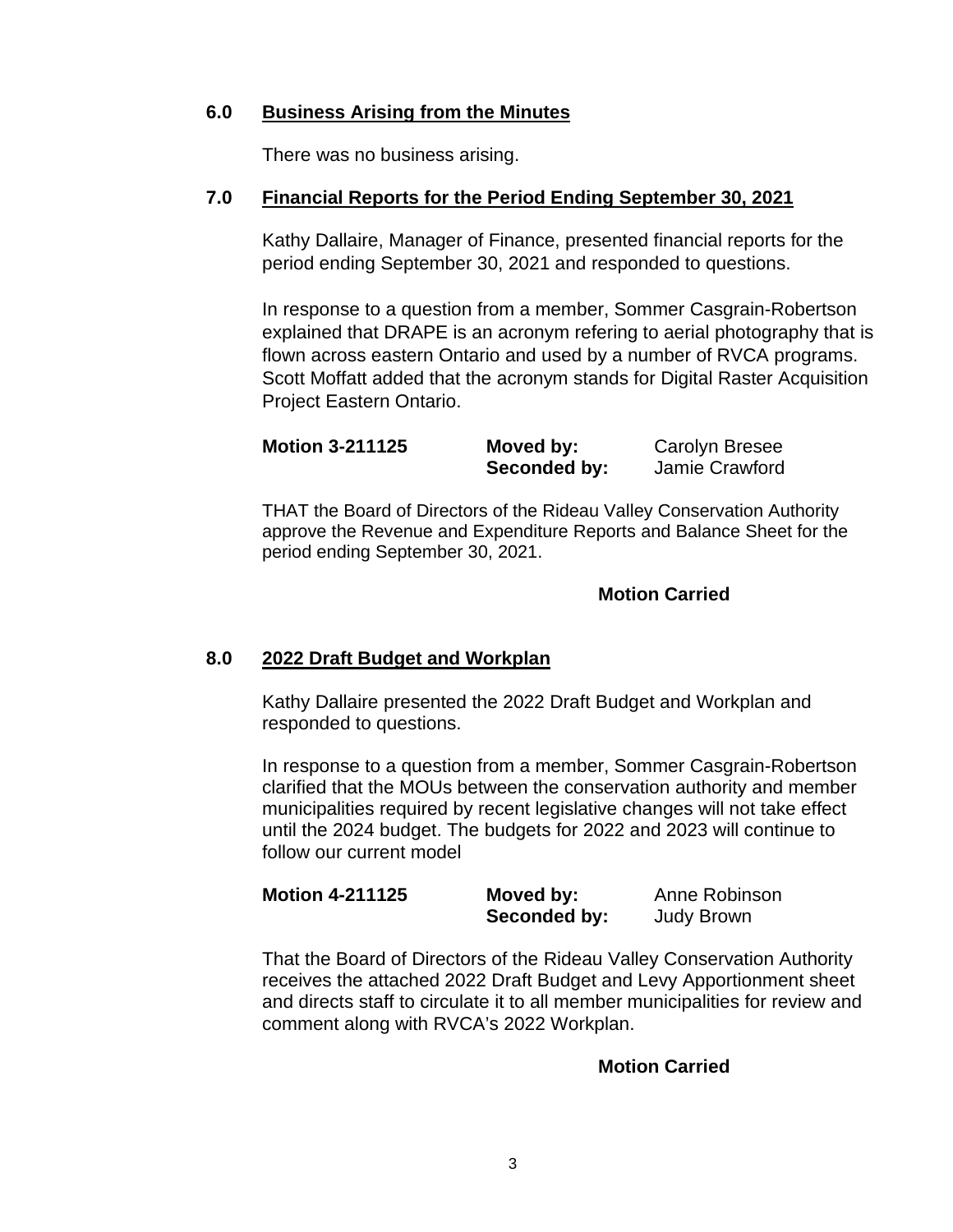## 6.0 Business Arising from the Minutes

There was no business arising.

## 7.0 Financial Reports for the Period Ending September 30, 2021

Kathy Dallaire, Manager of Finance, presented financial reports for the period ending September 30, 2021 and responded to questions.

In response to a question from a member, Sommer Casgrain-Robertson explained that DRAPE is an acronym refering to aerial photography that is flown across eastern Ontario and used by a number of RVCA programs. Scott Moffatt added that the acronym stands for Digital Raster Acquisition Project Eastern Ontario.

| **Motion 3-211125** | **Moved by:** | Carolyn Bresee |
|---|---|---|
| | **Seconded by:** | Jamie Crawford |

THAT the Board of Directors of the Rideau Valley Conservation Authority approve the Revenue and Expenditure Reports and Balance Sheet for the period ending September 30, 2021.

**Motion Carried**

## 8.0 2022 Draft Budget and Workplan

Kathy Dallaire presented the 2022 Draft Budget and Workplan and responded to questions.

In response to a question from a member, Sommer Casgrain-Robertson clarified that the MOUs between the conservation authority and member municipalities required by recent legislative changes will not take effect until the 2024 budget. The budgets for 2022 and 2023 will continue to follow our current model

| **Motion 4-211125** | **Moved by:** | Anne Robinson |
|---|---|---|
| | **Seconded by:** | Judy Brown |

That the Board of Directors of the Rideau Valley Conservation Authority receives the attached 2022 Draft Budget and Levy Apportionment sheet and directs staff to circulate it to all member municipalities for review and comment along with RVCA's 2022 Workplan.

**Motion Carried**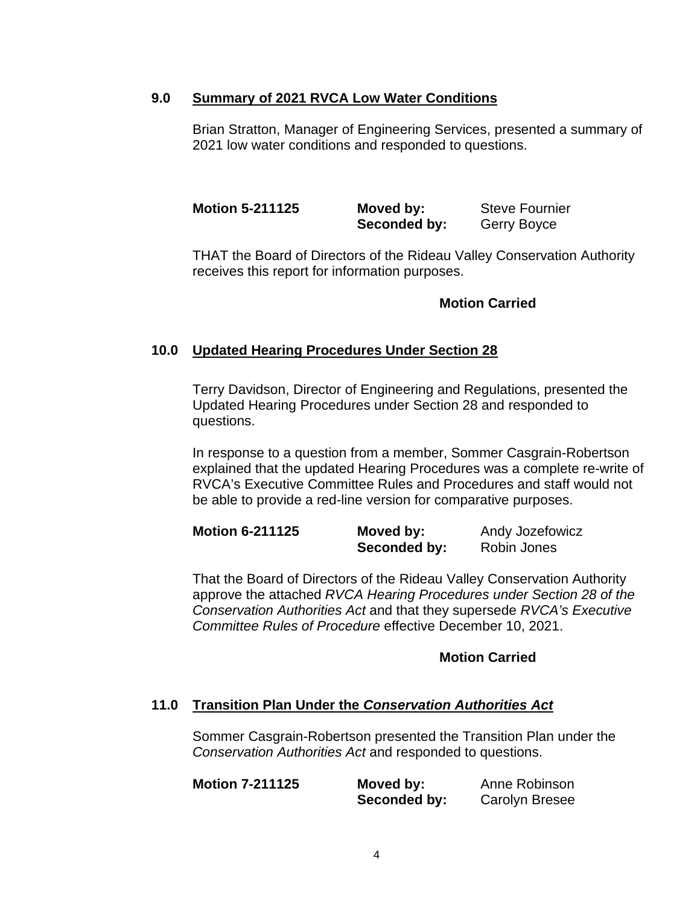## 9.0 Summary of 2021 RVCA Low Water Conditions

Brian Stratton, Manager of Engineering Services, presented a summary of 2021 low water conditions and responded to questions.

| **Motion 5-211125** | **Moved by:** | Steve Fournier |
|---|---|---|
| | **Seconded by:** | Gerry Boyce |

THAT the Board of Directors of the Rideau Valley Conservation Authority receives this report for information purposes.

**Motion Carried**

## 10.0 Updated Hearing Procedures Under Section 28

Terry Davidson, Director of Engineering and Regulations, presented the Updated Hearing Procedures under Section 28 and responded to questions.

In response to a question from a member, Sommer Casgrain-Robertson explained that the updated Hearing Procedures was a complete re-write of RVCA's Executive Committee Rules and Procedures and staff would not be able to provide a red-line version for comparative purposes.

| **Motion 6-211125** | **Moved by:** | Andy Jozefowicz |
|---|---|---|
| | **Seconded by:** | Robin Jones |

That the Board of Directors of the Rideau Valley Conservation Authority approve the attached *RVCA Hearing Procedures under Section 28 of the Conservation Authorities Act* and that they supersede *RVCA's Executive Committee Rules of Procedure* effective December 10, 2021.

**Motion Carried**

## 11.0 Transition Plan Under the *Conservation Authorities Act*

Sommer Casgrain-Robertson presented the Transition Plan under the *Conservation Authorities Act* and responded to questions.

| **Motion 7-211125** | **Moved by:** | Anne Robinson |
|---|---|---|
| | **Seconded by:** | Carolyn Bresee |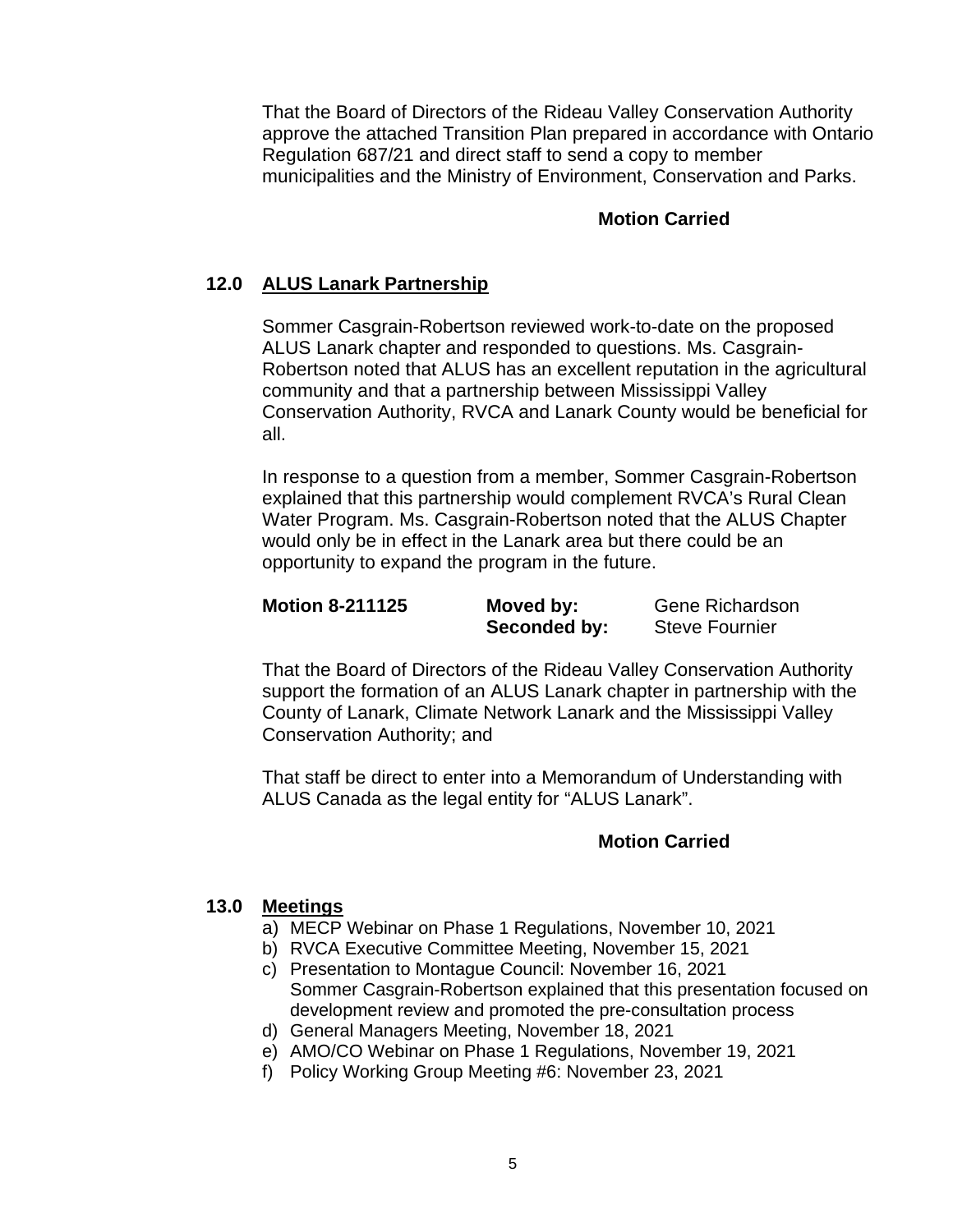That the Board of Directors of the Rideau Valley Conservation Authority approve the attached Transition Plan prepared in accordance with Ontario Regulation 687/21 and direct staff to send a copy to member municipalities and the Ministry of Environment, Conservation and Parks.

**Motion Carried**

## 12.0 ALUS Lanark Partnership

Sommer Casgrain-Robertson reviewed work-to-date on the proposed ALUS Lanark chapter and responded to questions. Ms. Casgrain-Robertson noted that ALUS has an excellent reputation in the agricultural community and that a partnership between Mississippi Valley Conservation Authority, RVCA and Lanark County would be beneficial for all.

In response to a question from a member, Sommer Casgrain-Robertson explained that this partnership would complement RVCA's Rural Clean Water Program. Ms. Casgrain-Robertson noted that the ALUS Chapter would only be in effect in the Lanark area but there could be an opportunity to expand the program in the future.

| **Motion 8-211125** | **Moved by:** | Gene Richardson |
|---|---|---|
| | **Seconded by:** | Steve Fournier |

That the Board of Directors of the Rideau Valley Conservation Authority support the formation of an ALUS Lanark chapter in partnership with the County of Lanark, Climate Network Lanark and the Mississippi Valley Conservation Authority; and

That staff be direct to enter into a Memorandum of Understanding with ALUS Canada as the legal entity for "ALUS Lanark".

**Motion Carried**

## 13.0 Meetings

a) MECP Webinar on Phase 1 Regulations, November 10, 2021
b) RVCA Executive Committee Meeting, November 15, 2021
c) Presentation to Montague Council: November 16, 2021
   Sommer Casgrain-Robertson explained that this presentation focused on development review and promoted the pre-consultation process
d) General Managers Meeting, November 18, 2021
e) AMO/CO Webinar on Phase 1 Regulations, November 19, 2021
f) Policy Working Group Meeting #6: November 23, 2021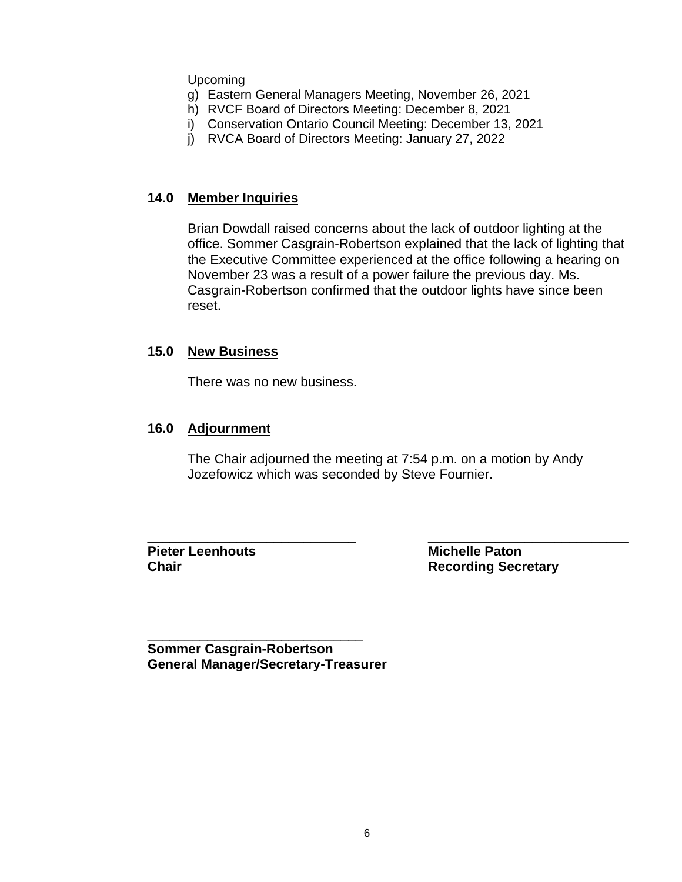Upcoming

g) Eastern General Managers Meeting, November 26, 2021
h) RVCF Board of Directors Meeting: December 8, 2021
i) Conservation Ontario Council Meeting: December 13, 2021
j) RVCA Board of Directors Meeting: January 27, 2022

## 14.0 Member Inquiries

Brian Dowdall raised concerns about the lack of outdoor lighting at the office. Sommer Casgrain-Robertson explained that the lack of lighting that the Executive Committee experienced at the office following a hearing on November 23 was a result of a power failure the previous day. Ms. Casgrain-Robertson confirmed that the outdoor lights have since been reset.

## 15.0 New Business

There was no new business.

## 16.0 Adjournment

The Chair adjourned the meeting at 7:54 p.m. on a motion by Andy Jozefowicz which was seconded by Steve Fournier.

_____________________________
**Pieter Leenhouts**
**Chair**

_____________________________
**Michelle Paton**
**Recording Secretary**

_____________________________
**Sommer Casgrain-Robertson**
**General Manager/Secretary-Treasurer**